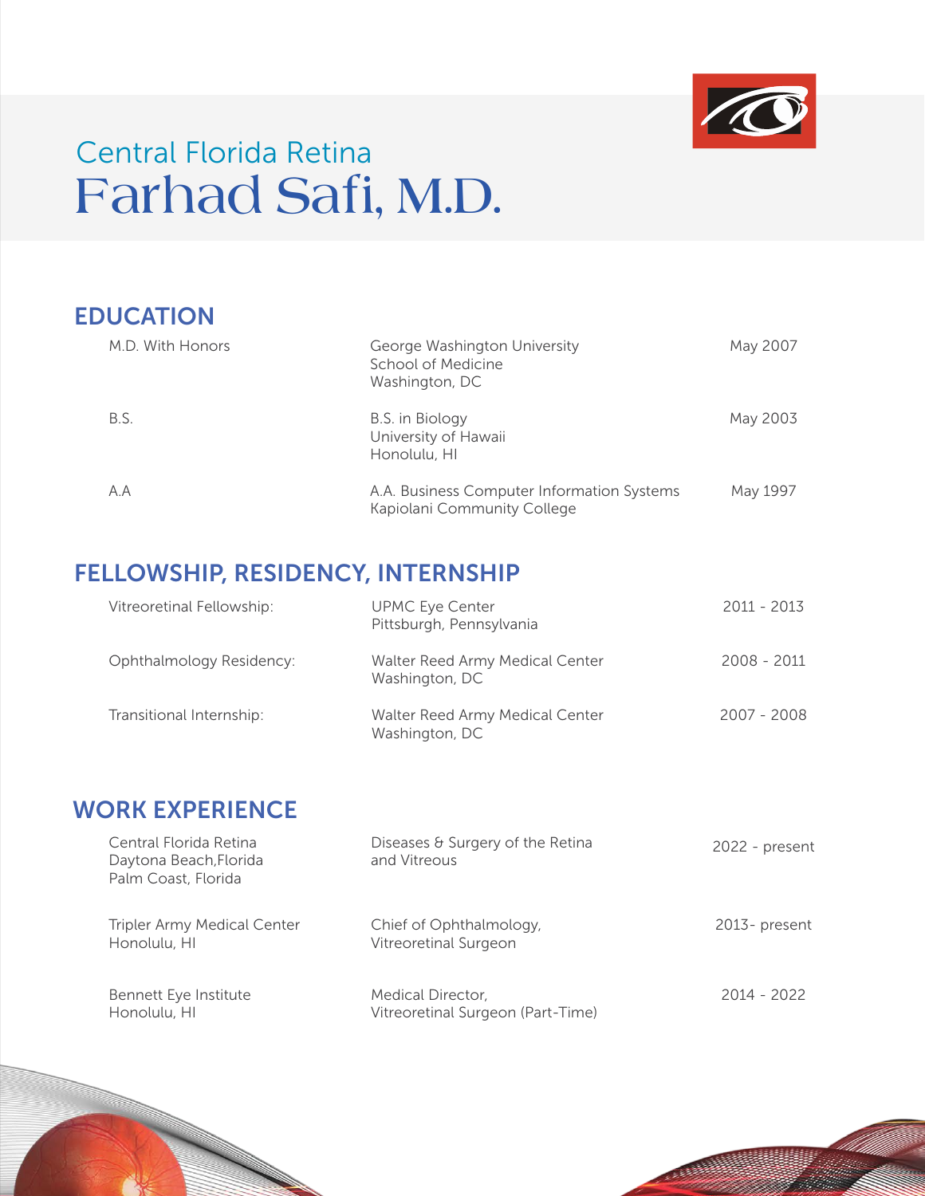Central Florida Retina

# Farhad Safi, M.D.

## EDUCATION

| | | |
|---|---|---|
| M.D. With Honors | George Washington University<br>School of Medicine<br>Washington, DC | May 2007 |
| B.S. | B.S. in Biology<br>University of Hawaii<br>Honolulu, HI | May 2003 |
| A.A | A.A. Business Computer Information Systems<br>Kapiolani Community College | May 1997 |

## FELLOWSHIP, RESIDENCY, INTERNSHIP

| | | |
|---|---|---|
| Vitreoretinal Fellowship: | UPMC Eye Center<br>Pittsburgh, Pennsylvania | 2011 - 2013 |
| Ophthalmology Residency: | Walter Reed Army Medical Center<br>Washington, DC | 2008 - 2011 |
| Transitional Internship: | Walter Reed Army Medical Center<br>Washington, DC | 2007 - 2008 |

## WORK EXPERIENCE

| | | |
|---|---|---|
| Central Florida Retina<br>Daytona Beach,Florida<br>Palm Coast, Florida | Diseases & Surgery of the Retina and Vitreous | 2022 - present |
| Tripler Army Medical Center<br>Honolulu, HI | Chief of Ophthalmology,<br>Vitreoretinal Surgeon | 2013- present |
| Bennett Eye Institute<br>Honolulu, HI | Medical Director,<br>Vitreoretinal Surgeon (Part-Time) | 2014 - 2022 |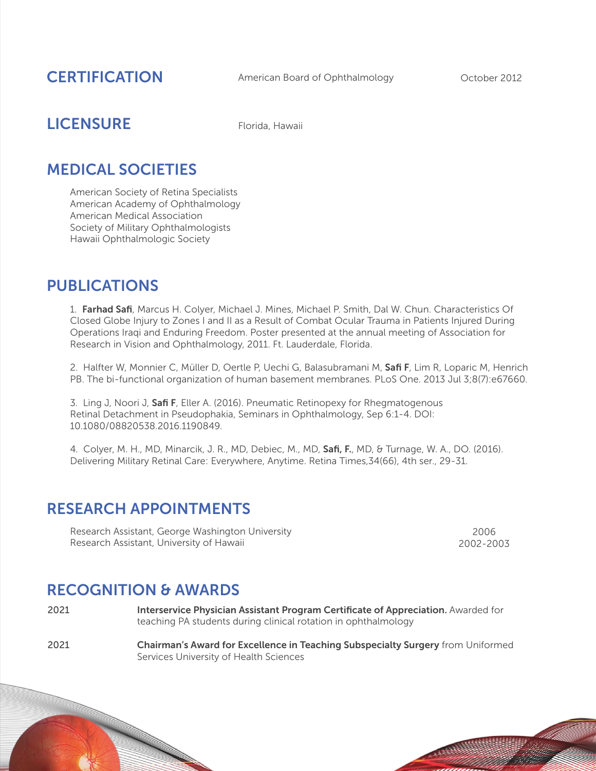## CERTIFICATION

American Board of Ophthalmology — October 2012

## LICENSURE

Florida, Hawaii

## MEDICAL SOCIETIES

American Society of Retina Specialists
American Academy of Ophthalmology
American Medical Association
Society of Military Ophthalmologists
Hawaii Ophthalmologic Society

## PUBLICATIONS

1. **Farhad Safi**, Marcus H. Colyer, Michael J. Mines, Michael P. Smith, Dal W. Chun. Characteristics Of Closed Globe Injury to Zones I and II as a Result of Combat Ocular Trauma in Patients Injured During Operations Iraqi and Enduring Freedom. Poster presented at the annual meeting of Association for Research in Vision and Ophthalmology, 2011. Ft. Lauderdale, Florida.

2. Halfter W, Monnier C, Müller D, Oertle P, Uechi G, Balasubramani M, **Safi F**, Lim R, Loparic M, Henrich PB. The bi-functional organization of human basement membranes. PLoS One. 2013 Jul 3;8(7):e67660.

3. Ling J, Noori J, **Safi F**, Eller A. (2016). Pneumatic Retinopexy for Rhegmatogenous Retinal Detachment in Pseudophakia, Seminars in Ophthalmology, Sep 6:1-4. DOI: 10.1080/08820538.2016.1190849.

4. Colyer, M. H., MD, Minarcik, J. R., MD, Debiec, M., MD, **Safi, F.**, MD, & Turnage, W. A., DO. (2016). Delivering Military Retinal Care: Everywhere, Anytime. Retina Times,34(66), 4th ser., 29-31.

## RESEARCH APPOINTMENTS

Research Assistant, George Washington University — 2006
Research Assistant, University of Hawaii — 2002-2003

## RECOGNITION & AWARDS

2021 — **Interservice Physician Assistant Program Certificate of Appreciation.** Awarded for teaching PA students during clinical rotation in ophthalmology

2021 — **Chairman's Award for Excellence in Teaching Subspecialty Surgery** from Uniformed Services University of Health Sciences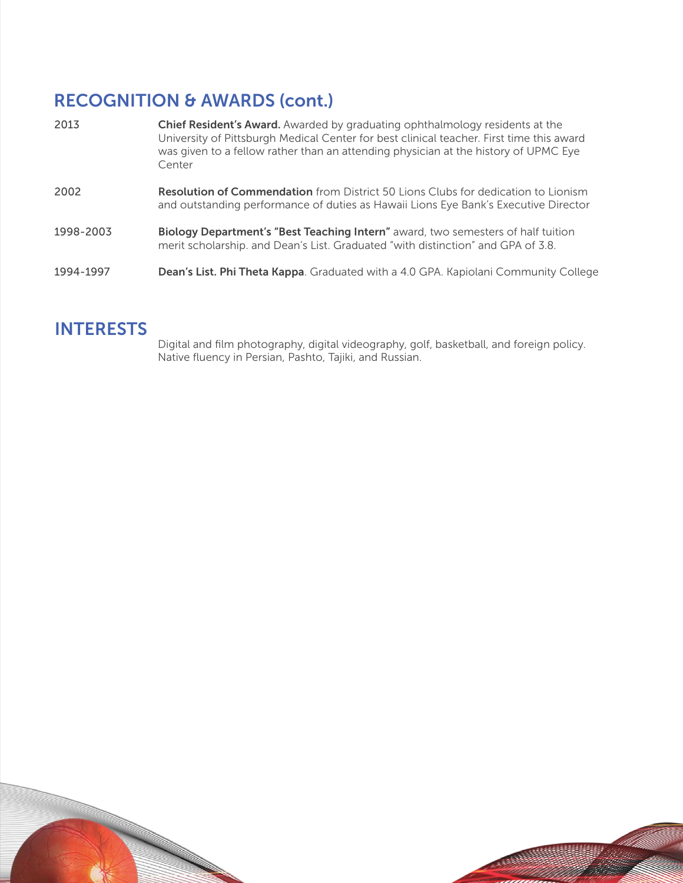## RECOGNITION & AWARDS (cont.)

| | |
|---|---|
| 2013 | **Chief Resident's Award.** Awarded by graduating ophthalmology residents at the University of Pittsburgh Medical Center for best clinical teacher. First time this award was given to a fellow rather than an attending physician at the history of UPMC Eye Center |
| 2002 | **Resolution of Commendation** from District 50 Lions Clubs for dedication to Lionism and outstanding performance of duties as Hawaii Lions Eye Bank's Executive Director |
| 1998-2003 | **Biology Department's "Best Teaching Intern"** award, two semesters of half tuition merit scholarship. and Dean's List. Graduated "with distinction" and GPA of 3.8. |
| 1994-1997 | **Dean's List. Phi Theta Kappa**. Graduated with a 4.0 GPA. Kapiolani Community College |

## INTERESTS

Digital and film photography, digital videography, golf, basketball, and foreign policy. Native fluency in Persian, Pashto, Tajiki, and Russian.